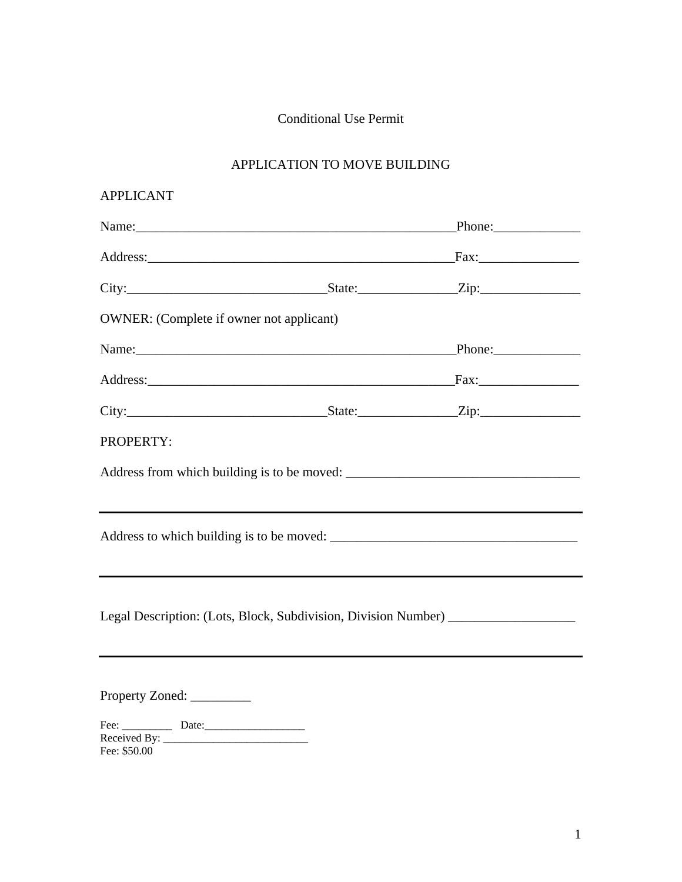Conditional Use Permit

APPLICATION TO MOVE BUILDING

APPLICANT

Name:________________________________________________Phone:_____________

Address:_____________________________________________Fax:_______________

City:_____________________________State:_______________Zip:_______________

OWNER: (Complete if owner not applicant)

Name:________________________________________________Phone:_____________

Address:_____________________________________________Fax:_______________

City:_____________________________State:_______________Zip:_______________

PROPERTY:

Address from which building is to be moved: ___________________________________

___________________________________________________________________________

Address to which building is to be moved: _____________________________________

___________________________________________________________________________

Legal Description: (Lots, Block, Subdivision, Division Number) ___________________

___________________________________________________________________________

Property Zoned: _________

Fee: _________ Date:___________________
Received By: ___________________________
Fee: $50.00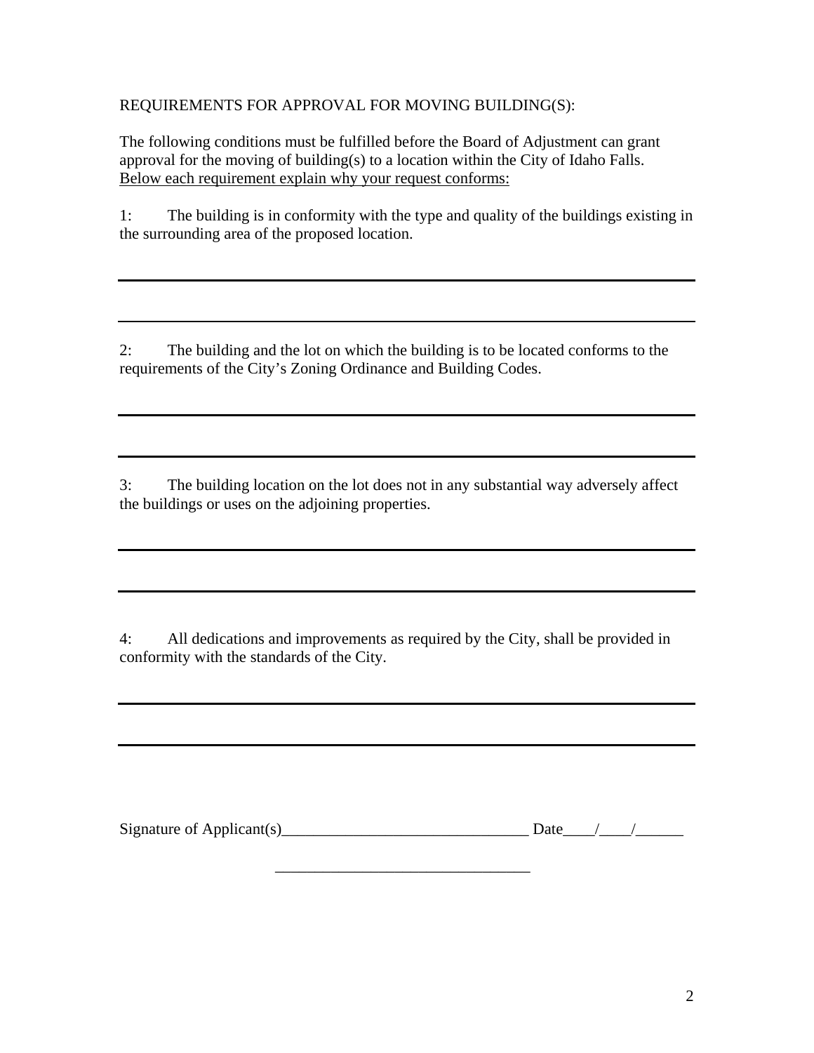REQUIREMENTS FOR APPROVAL FOR MOVING BUILDING(S):

The following conditions must be fulfilled before the Board of Adjustment can grant approval for the moving of building(s) to a location within the City of Idaho Falls. <u>Below each requirement explain why your request conforms:</u>

1: The building is in conformity with the type and quality of the buildings existing in the surrounding area of the proposed location.

---

---

2: The building and the lot on which the building is to be located conforms to the requirements of the City's Zoning Ordinance and Building Codes.

---

---

3: The building location on the lot does not in any substantial way adversely affect the buildings or uses on the adjoining properties.

---

---

4: All dedications and improvements as required by the City, shall be provided in conformity with the standards of the City.

---

---

Signature of Applicant(s)_______________________________ Date____/____/______

_______________________________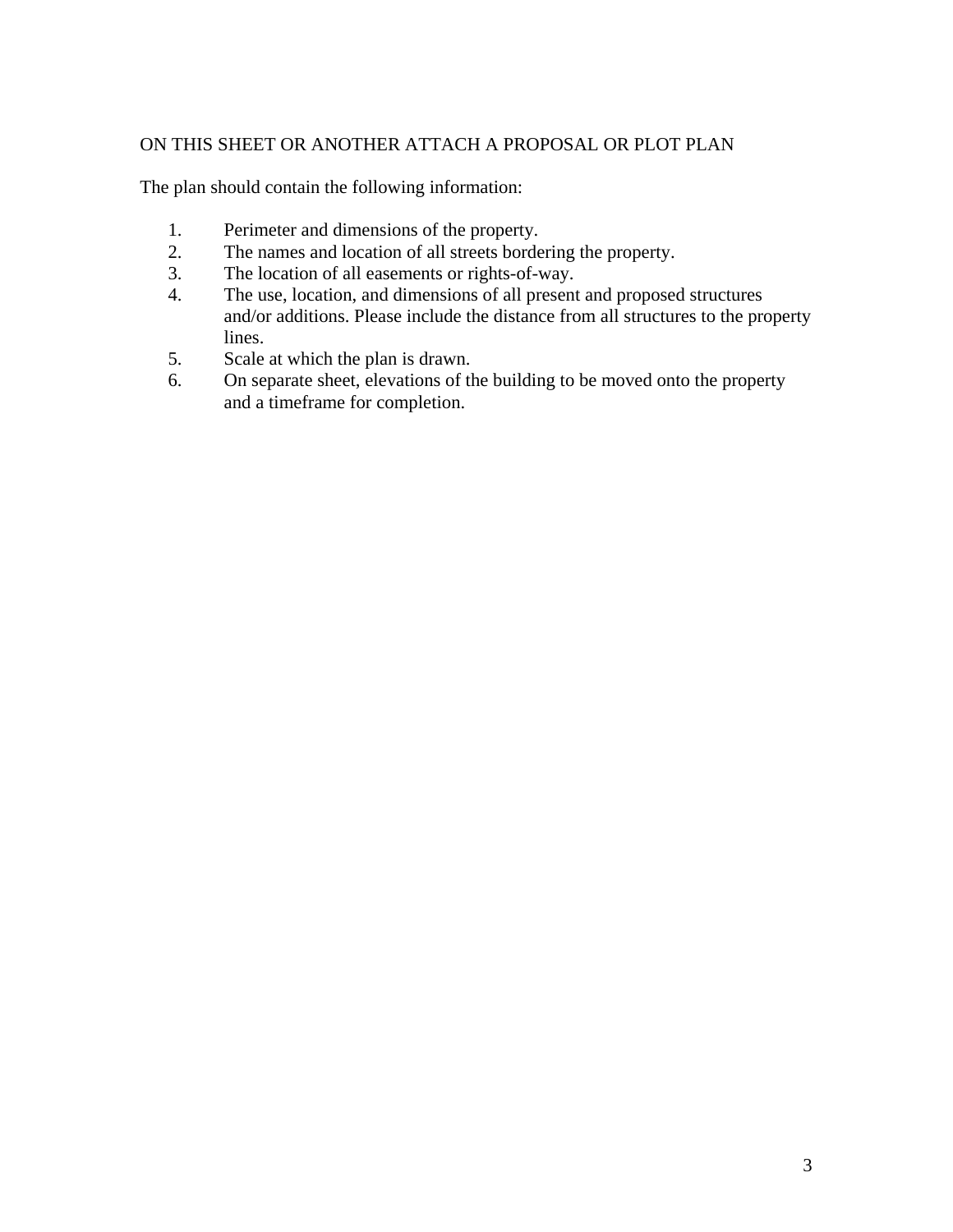ON THIS SHEET OR ANOTHER ATTACH A PROPOSAL OR PLOT PLAN

The plan should contain the following information:

1. Perimeter and dimensions of the property.
2. The names and location of all streets bordering the property.
3. The location of all easements or rights-of-way.
4. The use, location, and dimensions of all present and proposed structures and/or additions. Please include the distance from all structures to the property lines.
5. Scale at which the plan is drawn.
6. On separate sheet, elevations of the building to be moved onto the property and a timeframe for completion.